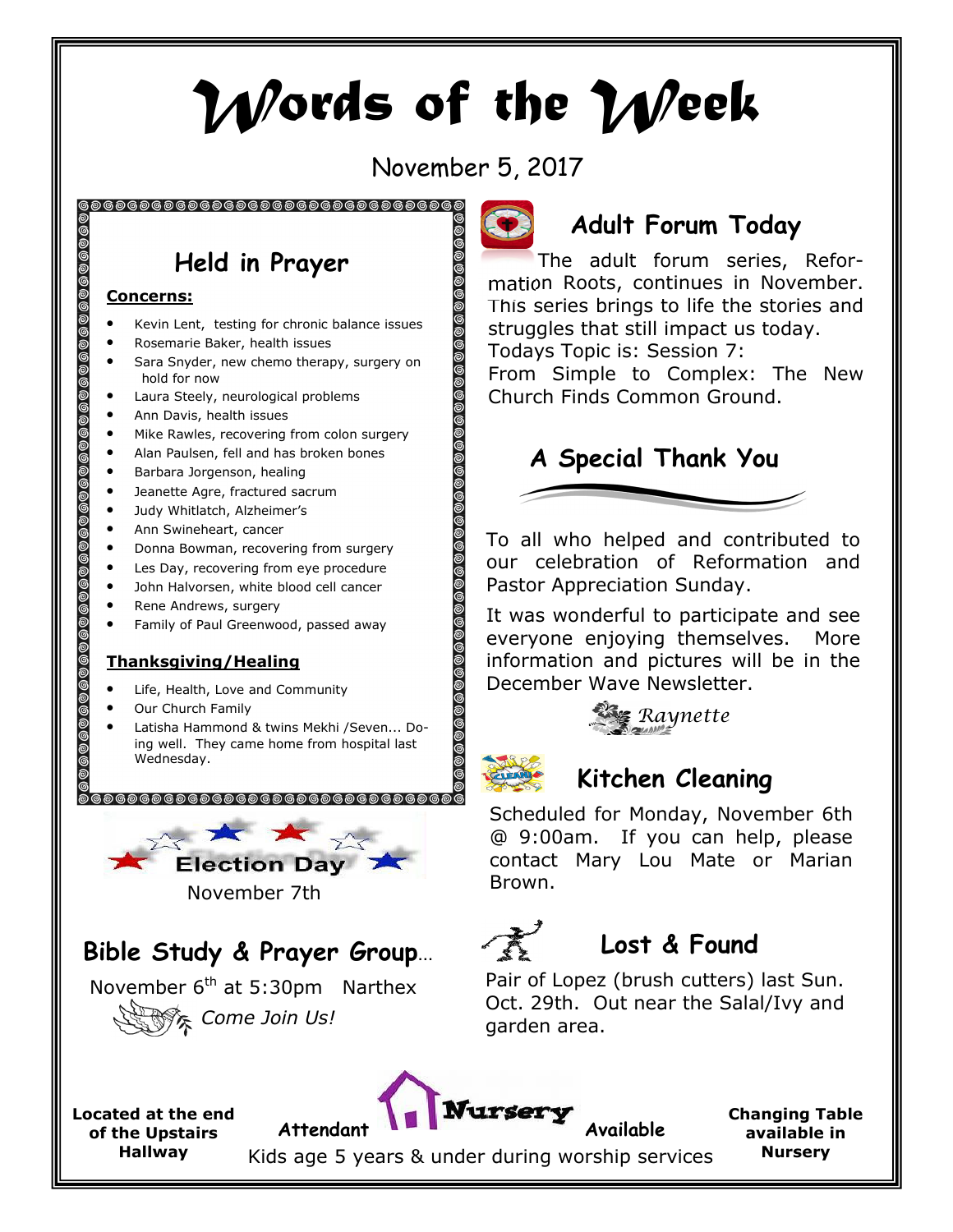# Words of the Week

November 5, 2017

## Held in Prayer

**Concerns:**

- Kevin Lent, testing for chronic balance issues
- Rosemarie Baker, health issues
- Sara Snyder, new chemo therapy, surgery on hold for now
- Laura Steely, neurological problems
- Ann Davis, health issues
- Mike Rawles, recovering from colon surgery
- Alan Paulsen, fell and has broken bones
- Barbara Jorgenson, healing
- Jeanette Agre, fractured sacrum
- Judy Whitlatch, Alzheimer's
- Ann Swineheart, cancer
- Donna Bowman, recovering from surgery
- Les Day, recovering from eye procedure
- John Halvorsen, white blood cell cancer
- Rene Andrews, surgery
- Family of Paul Greenwood, passed away

**Thanksgiving/Healing**

- Life, Health, Love and Community
- Our Church Family
- Latisha Hammond & twins Mekhi /Seven... Doing well. They came home from hospital last Wednesday.

## Election Day

November 7th

## Bible Study & Prayer Group...

November 6th at 5:30pm Narthex

*Come Join Us!*

## Adult Forum Today

The adult forum series, Reformation Roots, continues in November. This series brings to life the stories and struggles that still impact us today.
Todays Topic is: Session 7:
From Simple to Complex: The New Church Finds Common Ground.

## A Special Thank You

To all who helped and contributed to our celebration of Reformation and Pastor Appreciation Sunday.

It was wonderful to participate and see everyone enjoying themselves. More information and pictures will be in the December Wave Newsletter.

*Raynette*

## Kitchen Cleaning

Scheduled for Monday, November 6th @ 9:00am. If you can help, please contact Mary Lou Mate or Marian Brown.

## Lost & Found

Pair of Lopez (brush cutters) last Sun. Oct. 29th. Out near the Salal/Ivy and garden area.

**Located at the end of the Upstairs Hallway**

Attendant **Nursery** Available

Kids age 5 years & under during worship services

**Changing Table available in Nursery**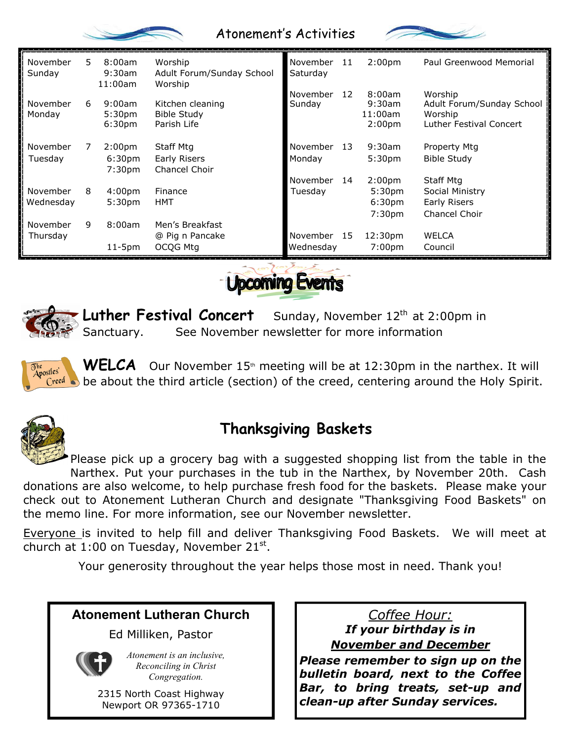# Atonement's Activities

| | | | |
|---|---|---|---|
| November Sunday | 5 | 8:00am<br>9:30am<br>11:00am | Worship<br>Adult Forum/Sunday School<br>Worship |
| November Monday | 6 | 9:00am<br>5:30pm<br>6:30pm | Kitchen cleaning<br>Bible Study<br>Parish Life |
| November Tuesday | 7 | 2:00pm<br>6:30pm<br>7:30pm | Staff Mtg<br>Early Risers<br>Chancel Choir |
| November Wednesday | 8 | 4:00pm<br>5:30pm | Finance<br>HMT |
| November Thursday | 9 | 8:00am<br><br>11-5pm | Men's Breakfast<br>@ Pig n Pancake<br>OCQG Mtg |
| November Saturday | 11 | 2:00pm | Paul Greenwood Memorial |
| November Sunday | 12 | 8:00am<br>9:30am<br>11:00am<br>2:00pm | Worship<br>Adult Forum/Sunday School<br>Worship<br>Luther Festival Concert |
| November Monday | 13 | 9:30am<br>5:30pm | Property Mtg<br>Bible Study |
| November Tuesday | 14 | 2:00pm<br>5:30pm<br>6:30pm<br>7:30pm | Staff Mtg<br>Social Ministry<br>Early Risers<br>Chancel Choir |
| November Wednesday | 15 | 12:30pm<br>7:00pm | WELCA<br>Council |

## Upcoming Events

**Luther Festival Concert** Sunday, November 12th at 2:00pm in Sanctuary. See November newsletter for more information

**WELCA** Our November 15th meeting will be at 12:30pm in the narthex. It will be about the third article (section) of the creed, centering around the Holy Spirit.

## Thanksgiving Baskets

Please pick up a grocery bag with a suggested shopping list from the table in the Narthex. Put your purchases in the tub in the Narthex, by November 20th. Cash donations are also welcome, to help purchase fresh food for the baskets. Please make your check out to Atonement Lutheran Church and designate "Thanksgiving Food Baskets" on the memo line. For more information, see our November newsletter.

Everyone is invited to help fill and deliver Thanksgiving Food Baskets. We will meet at church at 1:00 on Tuesday, November 21st.

Your generosity throughout the year helps those most in need. Thank you!

**Atonement Lutheran Church**

Ed Milliken, Pastor

*Atonement is an inclusive, Reconciling in Christ Congregation.*

2315 North Coast Highway
Newport OR 97365-1710

*Coffee Hour:*

***If your birthday is in November and December***

***Please remember to sign up on the bulletin board, next to the Coffee Bar, to bring treats, set-up and clean-up after Sunday services.***